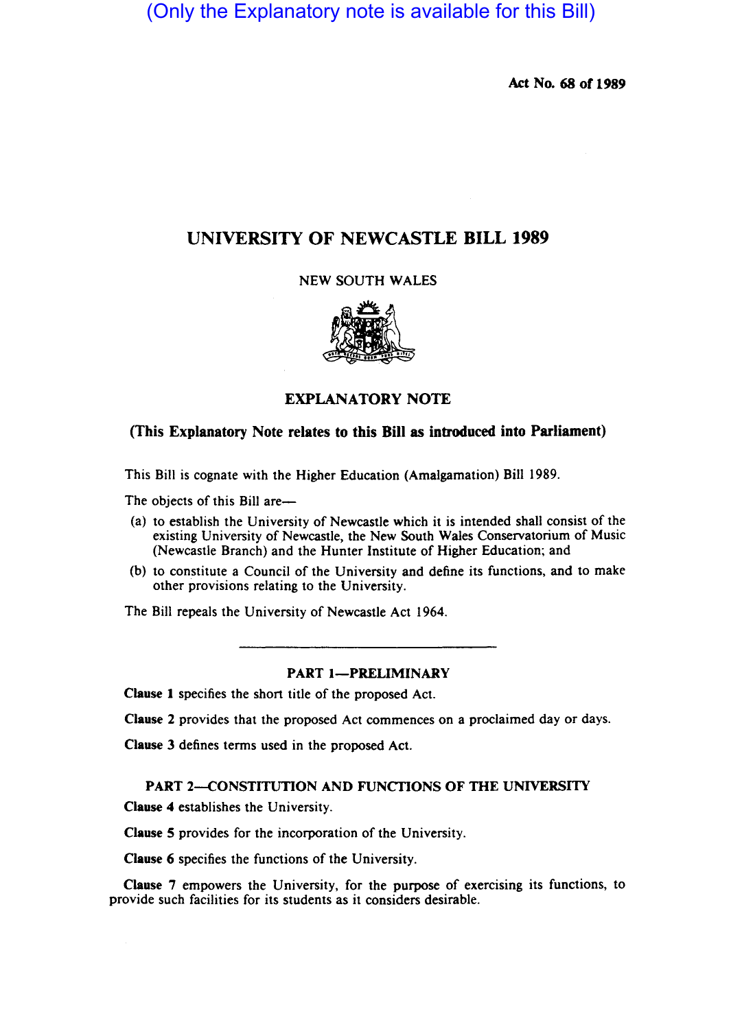(Only the Explanatory note is available for this Bill)

Act No. 68 of 1989

# UNIVERSITY OF NEWCASTLE BILL 1989

NEW SOUTH WALES

## EXPLANATORY NOTE

**(This Explanatory Note relates to this Bill as introduced into Parliament)**

This Bill is cognate with the Higher Education (Amalgamation) Bill 1989.

The objects of this Bill are—

(a) to establish the University of Newcastle which it is intended shall consist of the existing University of Newcastle, the New South Wales Conservatorium of Music (Newcastle Branch) and the Hunter Institute of Higher Education; and

(b) to constitute a Council of the University and define its functions, and to make other provisions relating to the University.

The Bill repeals the University of Newcastle Act 1964.

### PART 1—PRELIMINARY

**Clause 1** specifies the short title of the proposed Act.

**Clause 2** provides that the proposed Act commences on a proclaimed day or days.

**Clause 3** defines terms used in the proposed Act.

### PART 2—CONSTITUTION AND FUNCTIONS OF THE UNIVERSITY

**Clause 4** establishes the University.

**Clause 5** provides for the incorporation of the University.

**Clause 6** specifies the functions of the University.

**Clause 7** empowers the University, for the purpose of exercising its functions, to provide such facilities for its students as it considers desirable.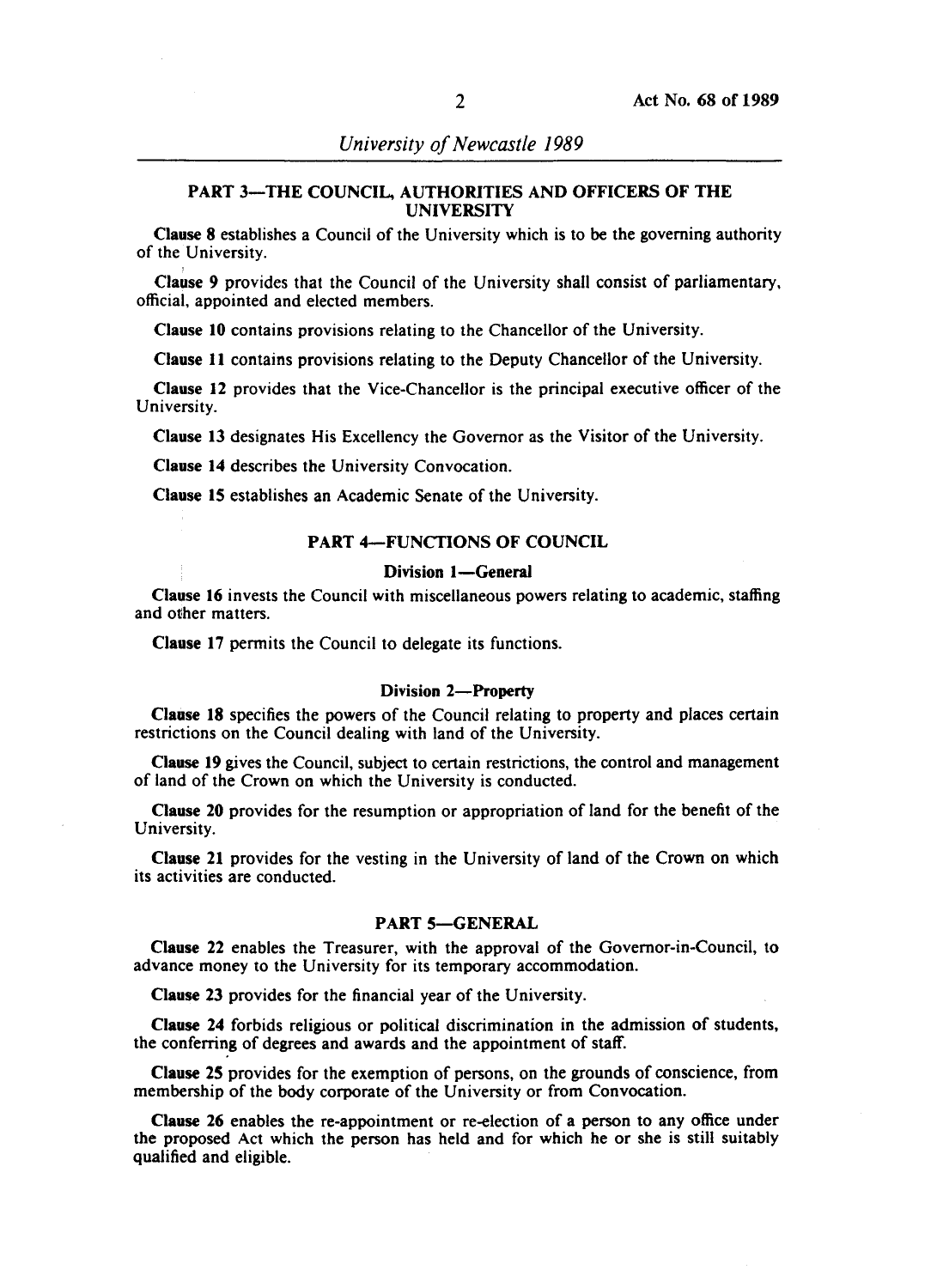## PART 3—THE COUNCIL, AUTHORITIES AND OFFICERS OF THE UNIVERSITY

**Clause 8** establishes a Council of the University which is to be the governing authority of the University.

**Clause 9** provides that the Council of the University shall consist of parliamentary, official, appointed and elected members.

**Clause 10** contains provisions relating to the Chancellor of the University.

**Clause 11** contains provisions relating to the Deputy Chancellor of the University.

**Clause 12** provides that the Vice-Chancellor is the principal executive officer of the University.

**Clause 13** designates His Excellency the Governor as the Visitor of the University.

**Clause 14** describes the University Convocation.

**Clause 15** establishes an Academic Senate of the University.

## PART 4—FUNCTIONS OF COUNCIL

### Division 1—General

**Clause 16** invests the Council with miscellaneous powers relating to academic, staffing and other matters.

**Clause 17** permits the Council to delegate its functions.

### Division 2—Property

**Clause 18** specifies the powers of the Council relating to property and places certain restrictions on the Council dealing with land of the University.

**Clause 19** gives the Council, subject to certain restrictions, the control and management of land of the Crown on which the University is conducted.

**Clause 20** provides for the resumption or appropriation of land for the benefit of the University.

**Clause 21** provides for the vesting in the University of land of the Crown on which its activities are conducted.

## PART 5—GENERAL

**Clause 22** enables the Treasurer, with the approval of the Governor-in-Council, to advance money to the University for its temporary accommodation.

**Clause 23** provides for the financial year of the University.

**Clause 24** forbids religious or political discrimination in the admission of students, the conferring of degrees and awards and the appointment of staff.

**Clause 25** provides for the exemption of persons, on the grounds of conscience, from membership of the body corporate of the University or from Convocation.

**Clause 26** enables the re-appointment or re-election of a person to any office under the proposed Act which the person has held and for which he or she is still suitably qualified and eligible.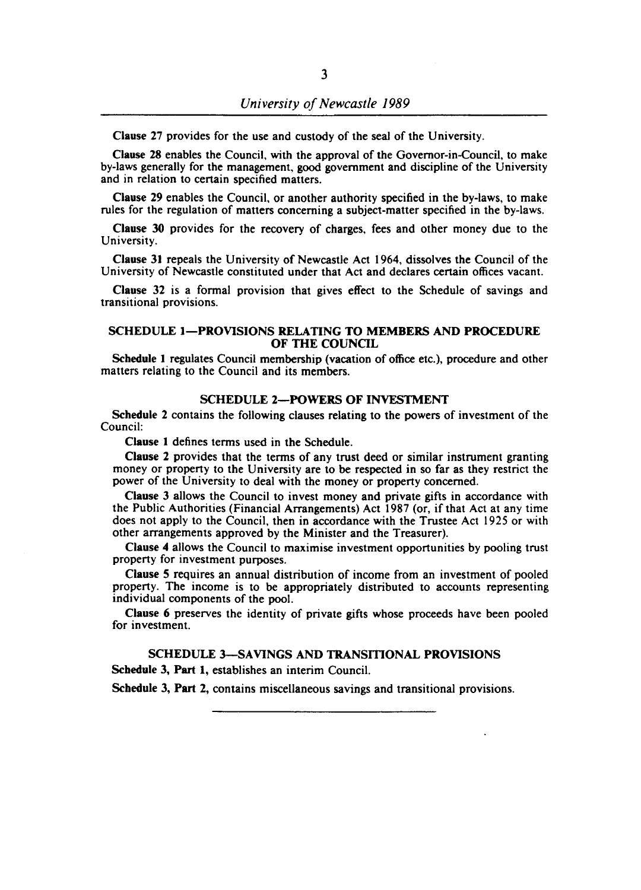**Clause 27** provides for the use and custody of the seal of the University.

**Clause 28** enables the Council, with the approval of the Governor-in-Council, to make by-laws generally for the management, good government and discipline of the University and in relation to certain specified matters.

**Clause 29** enables the Council, or another authority specified in the by-laws, to make rules for the regulation of matters concerning a subject-matter specified in the by-laws.

**Clause 30** provides for the recovery of charges, fees and other money due to the University.

**Clause 31** repeals the University of Newcastle Act 1964, dissolves the Council of the University of Newcastle constituted under that Act and declares certain offices vacant.

**Clause 32** is a formal provision that gives effect to the Schedule of savings and transitional provisions.

## SCHEDULE 1—PROVISIONS RELATING TO MEMBERS AND PROCEDURE OF THE COUNCIL

**Schedule 1** regulates Council membership (vacation of office etc.), procedure and other matters relating to the Council and its members.

## SCHEDULE 2—POWERS OF INVESTMENT

**Schedule 2** contains the following clauses relating to the powers of investment of the Council:

**Clause 1** defines terms used in the Schedule.

**Clause 2** provides that the terms of any trust deed or similar instrument granting money or property to the University are to be respected in so far as they restrict the power of the University to deal with the money or property concerned.

**Clause 3** allows the Council to invest money and private gifts in accordance with the Public Authorities (Financial Arrangements) Act 1987 (or, if that Act at any time does not apply to the Council, then in accordance with the Trustee Act 1925 or with other arrangements approved by the Minister and the Treasurer).

**Clause 4** allows the Council to maximise investment opportunities by pooling trust property for investment purposes.

**Clause 5** requires an annual distribution of income from an investment of pooled property. The income is to be appropriately distributed to accounts representing individual components of the pool.

**Clause 6** preserves the identity of private gifts whose proceeds have been pooled for investment.

## SCHEDULE 3—SAVINGS AND TRANSITIONAL PROVISIONS

**Schedule 3, Part 1,** establishes an interim Council.

**Schedule 3, Part 2,** contains miscellaneous savings and transitional provisions.